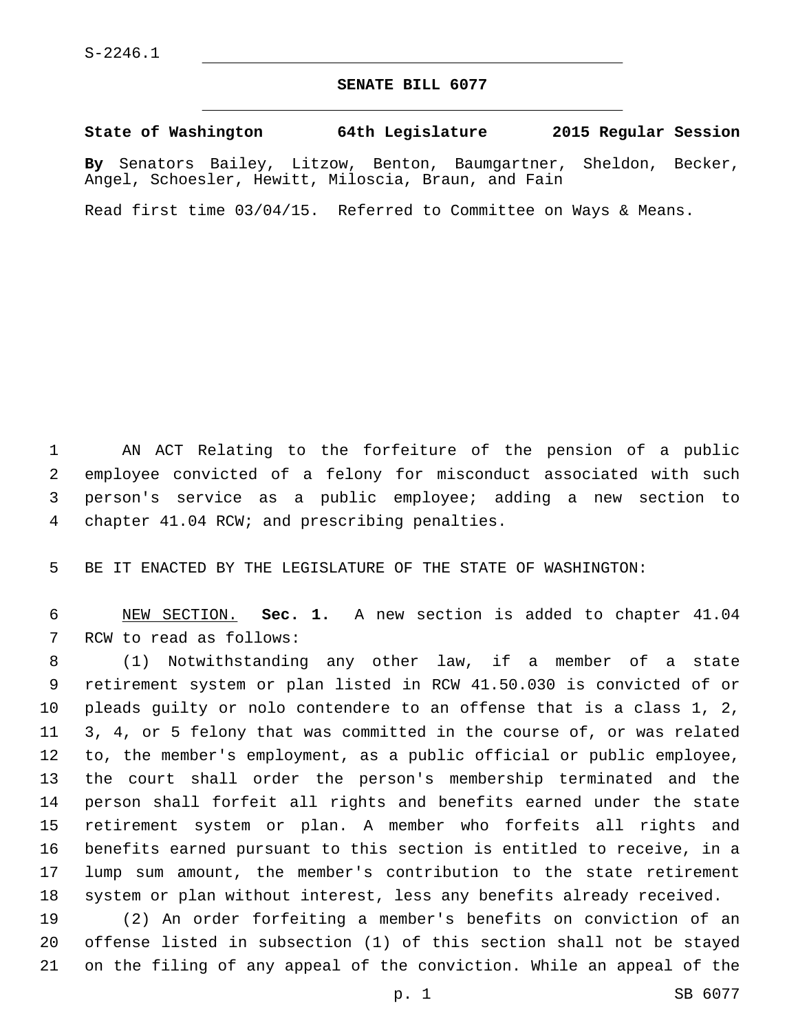S-2246.1

# SENATE BILL 6077

**State of Washington 64th Legislature 2015 Regular Session**

**By** Senators Bailey, Litzow, Benton, Baumgartner, Sheldon, Becker, Angel, Schoesler, Hewitt, Miloscia, Braun, and Fain

Read first time 03/04/15. Referred to Committee on Ways & Means.

AN ACT Relating to the forfeiture of the pension of a public employee convicted of a felony for misconduct associated with such person's service as a public employee; adding a new section to chapter 41.04 RCW; and prescribing penalties.

BE IT ENACTED BY THE LEGISLATURE OF THE STATE OF WASHINGTON:

NEW SECTION. **Sec. 1.** A new section is added to chapter 41.04 RCW to read as follows:

(1) Notwithstanding any other law, if a member of a state retirement system or plan listed in RCW 41.50.030 is convicted of or pleads guilty or nolo contendere to an offense that is a class 1, 2, 3, 4, or 5 felony that was committed in the course of, or was related to, the member's employment, as a public official or public employee, the court shall order the person's membership terminated and the person shall forfeit all rights and benefits earned under the state retirement system or plan. A member who forfeits all rights and benefits earned pursuant to this section is entitled to receive, in a lump sum amount, the member's contribution to the state retirement system or plan without interest, less any benefits already received.

(2) An order forfeiting a member's benefits on conviction of an offense listed in subsection (1) of this section shall not be stayed on the filing of any appeal of the conviction. While an appeal of the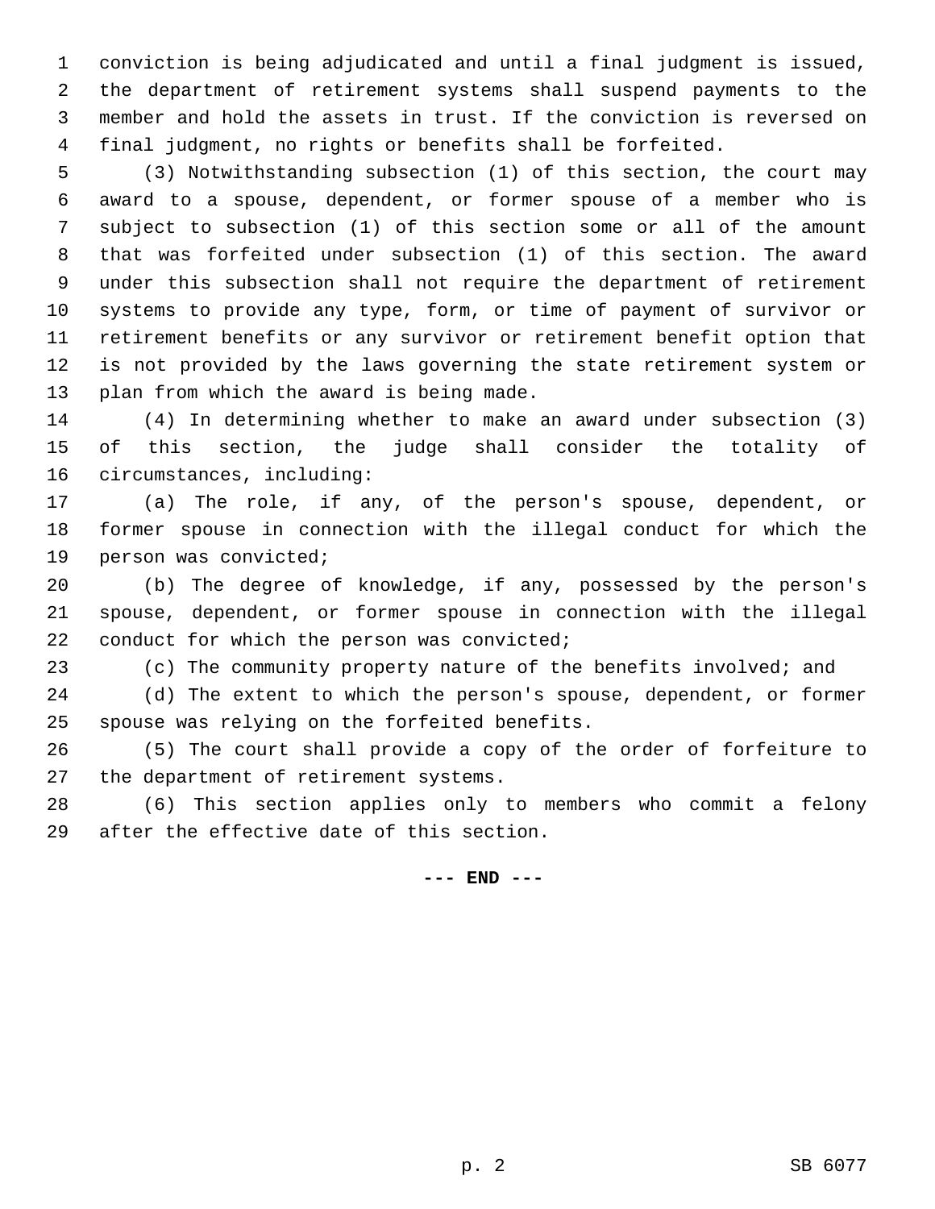conviction is being adjudicated and until a final judgment is issued, the department of retirement systems shall suspend payments to the member and hold the assets in trust. If the conviction is reversed on final judgment, no rights or benefits shall be forfeited.

(3) Notwithstanding subsection (1) of this section, the court may award to a spouse, dependent, or former spouse of a member who is subject to subsection (1) of this section some or all of the amount that was forfeited under subsection (1) of this section. The award under this subsection shall not require the department of retirement systems to provide any type, form, or time of payment of survivor or retirement benefits or any survivor or retirement benefit option that is not provided by the laws governing the state retirement system or plan from which the award is being made.

(4) In determining whether to make an award under subsection (3) of this section, the judge shall consider the totality of circumstances, including:

(a) The role, if any, of the person's spouse, dependent, or former spouse in connection with the illegal conduct for which the person was convicted;

(b) The degree of knowledge, if any, possessed by the person's spouse, dependent, or former spouse in connection with the illegal conduct for which the person was convicted;

(c) The community property nature of the benefits involved; and

(d) The extent to which the person's spouse, dependent, or former spouse was relying on the forfeited benefits.

(5) The court shall provide a copy of the order of forfeiture to the department of retirement systems.

(6) This section applies only to members who commit a felony after the effective date of this section.

**--- END ---**